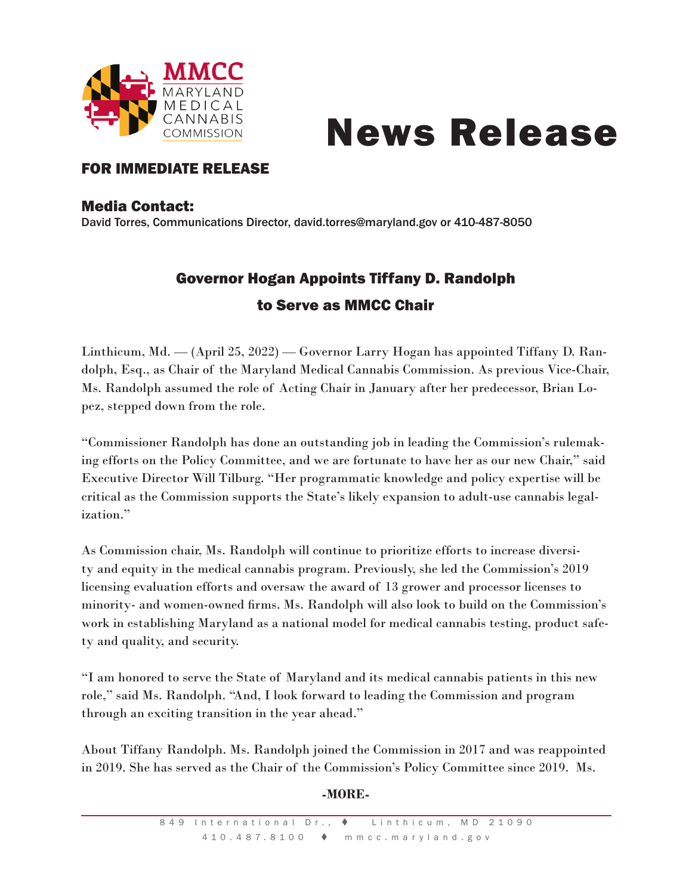MMCC
MARYLAND MEDICAL CANNABIS COMMISSION

# News Release

**FOR IMMEDIATE RELEASE**

**Media Contact:**
David Torres, Communications Director, david.torres@maryland.gov or 410-487-8050

## Governor Hogan Appoints Tiffany D. Randolph to Serve as MMCC Chair

Linthicum, Md. — (April 25, 2022) — Governor Larry Hogan has appointed Tiffany D. Randolph, Esq., as Chair of the Maryland Medical Cannabis Commission. As previous Vice-Chair, Ms. Randolph assumed the role of Acting Chair in January after her predecessor, Brian Lopez, stepped down from the role.

"Commissioner Randolph has done an outstanding job in leading the Commission's rulemaking efforts on the Policy Committee, and we are fortunate to have her as our new Chair," said Executive Director Will Tilburg. "Her programmatic knowledge and policy expertise will be critical as the Commission supports the State's likely expansion to adult-use cannabis legalization."

As Commission chair, Ms. Randolph will continue to prioritize efforts to increase diversity and equity in the medical cannabis program. Previously, she led the Commission's 2019 licensing evaluation efforts and oversaw the award of 13 grower and processor licenses to minority- and women-owned firms. Ms. Randolph will also look to build on the Commission's work in establishing Maryland as a national model for medical cannabis testing, product safety and quality, and security.

"I am honored to serve the State of Maryland and its medical cannabis patients in this new role," said Ms. Randolph. "And, I look forward to leading the Commission and program through an exciting transition in the year ahead."

About Tiffany Randolph. Ms. Randolph joined the Commission in 2017 and was reappointed in 2019. She has served as the Chair of the Commission's Policy Committee since 2019. Ms.

**-MORE-**

849 International Dr., ♦ Linthicum, MD 21090
410.487.8100 ♦ mmcc.maryland.gov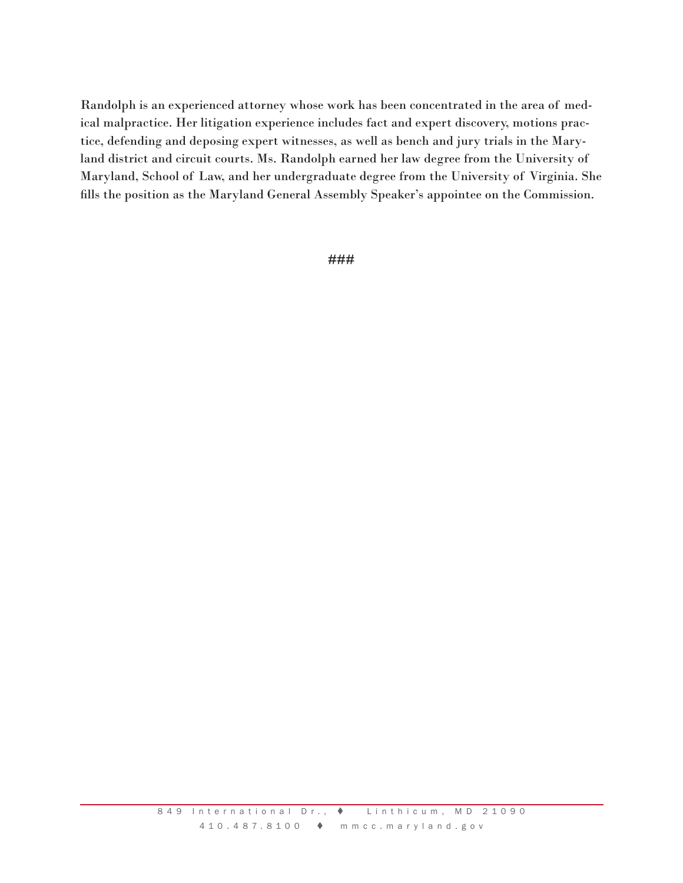Randolph is an experienced attorney whose work has been concentrated in the area of medical malpractice. Her litigation experience includes fact and expert discovery, motions practice, defending and deposing expert witnesses, as well as bench and jury trials in the Maryland district and circuit courts. Ms. Randolph earned her law degree from the University of Maryland, School of Law, and her undergraduate degree from the University of Virginia. She fills the position as the Maryland General Assembly Speaker's appointee on the Commission.

###